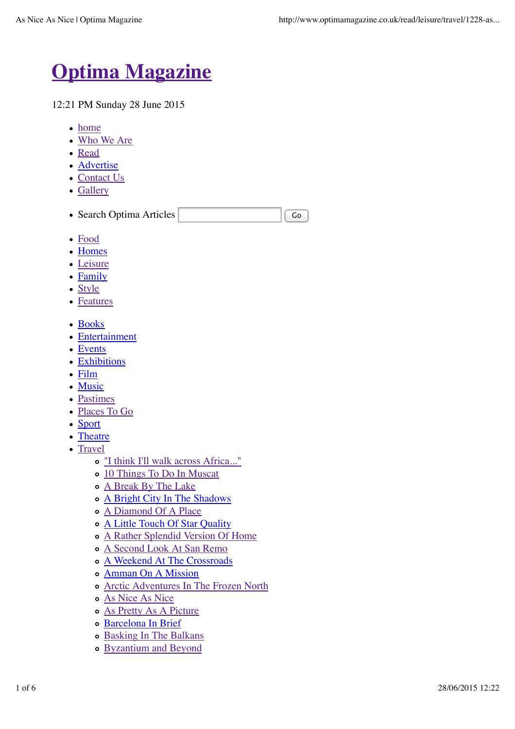# Optima Magazine

12:21 PM Sunday 28 June 2015

- home
- Who We Are
- Read
- Advertise
- Contact Us
- Gallery

- Search Optima Articles [ ] Go

- Food
- Homes
- Leisure
- Family
- Style
- Features

- Books
- Entertainment
- Events
- Exhibitions
- Film
- Music
- Pastimes
- Places To Go
- Sport
- Theatre
- Travel
  - "I think I'll walk across Africa..."
  - 10 Things To Do In Muscat
  - A Break By The Lake
  - A Bright City In The Shadows
  - A Diamond Of A Place
  - A Little Touch Of Star Quality
  - A Rather Splendid Version Of Home
  - A Second Look At San Remo
  - A Weekend At The Crossroads
  - Amman On A Mission
  - Arctic Adventures In The Frozen North
  - As Nice As Nice
  - As Pretty As A Picture
  - Barcelona In Brief
  - Basking In The Balkans
  - Byzantium and Beyond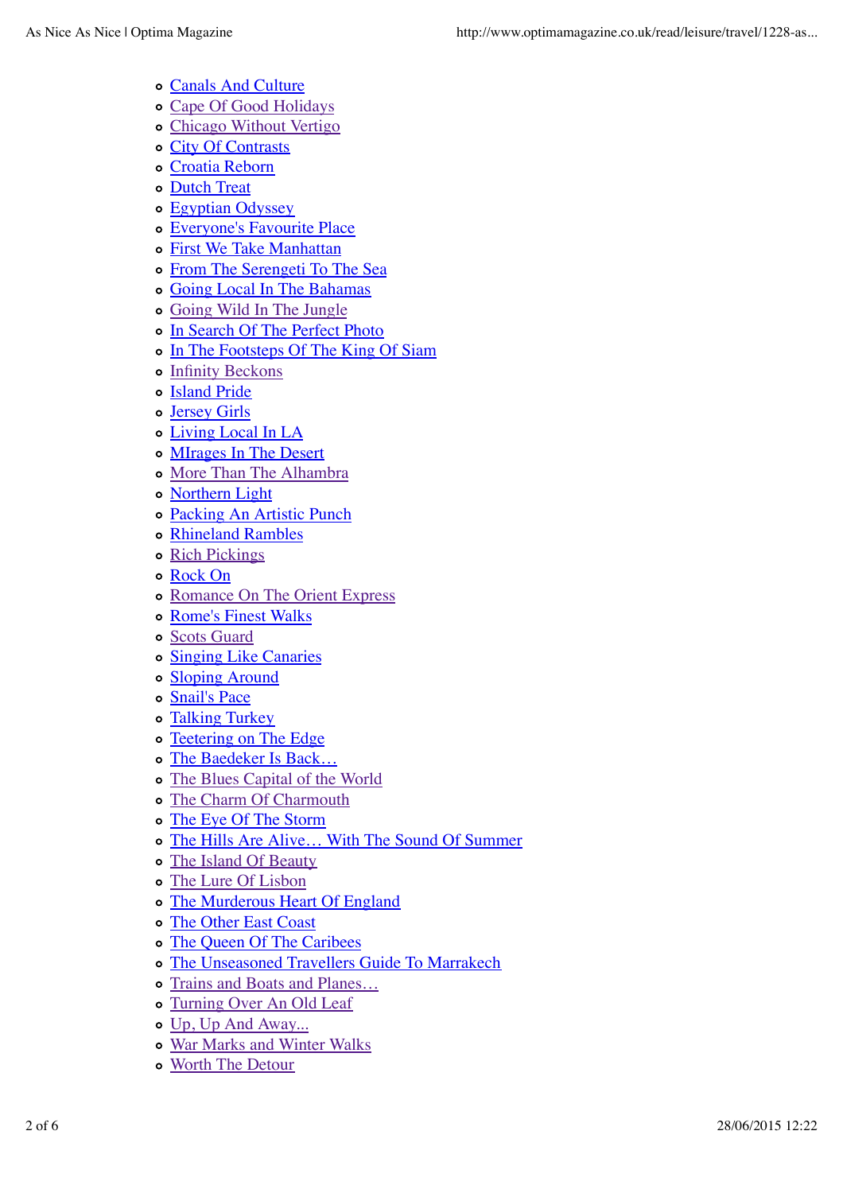- Canals And Culture
- Cape Of Good Holidays
- Chicago Without Vertigo
- City Of Contrasts
- Croatia Reborn
- Dutch Treat
- Egyptian Odyssey
- Everyone's Favourite Place
- First We Take Manhattan
- From The Serengeti To The Sea
- Going Local In The Bahamas
- Going Wild In The Jungle
- In Search Of The Perfect Photo
- In The Footsteps Of The King Of Siam
- Infinity Beckons
- Island Pride
- Jersey Girls
- Living Local In LA
- MIrages In The Desert
- More Than The Alhambra
- Northern Light
- Packing An Artistic Punch
- Rhineland Rambles
- Rich Pickings
- Rock On
- Romance On The Orient Express
- Rome's Finest Walks
- Scots Guard
- Singing Like Canaries
- Sloping Around
- Snail's Pace
- Talking Turkey
- Teetering on The Edge
- The Baedeker Is Back…
- The Blues Capital of the World
- The Charm Of Charmouth
- The Eye Of The Storm
- The Hills Are Alive… With The Sound Of Summer
- The Island Of Beauty
- The Lure Of Lisbon
- The Murderous Heart Of England
- The Other East Coast
- The Queen Of The Caribees
- The Unseasoned Travellers Guide To Marrakech
- Trains and Boats and Planes…
- Turning Over An Old Leaf
- Up, Up And Away...
- War Marks and Winter Walks
- Worth The Detour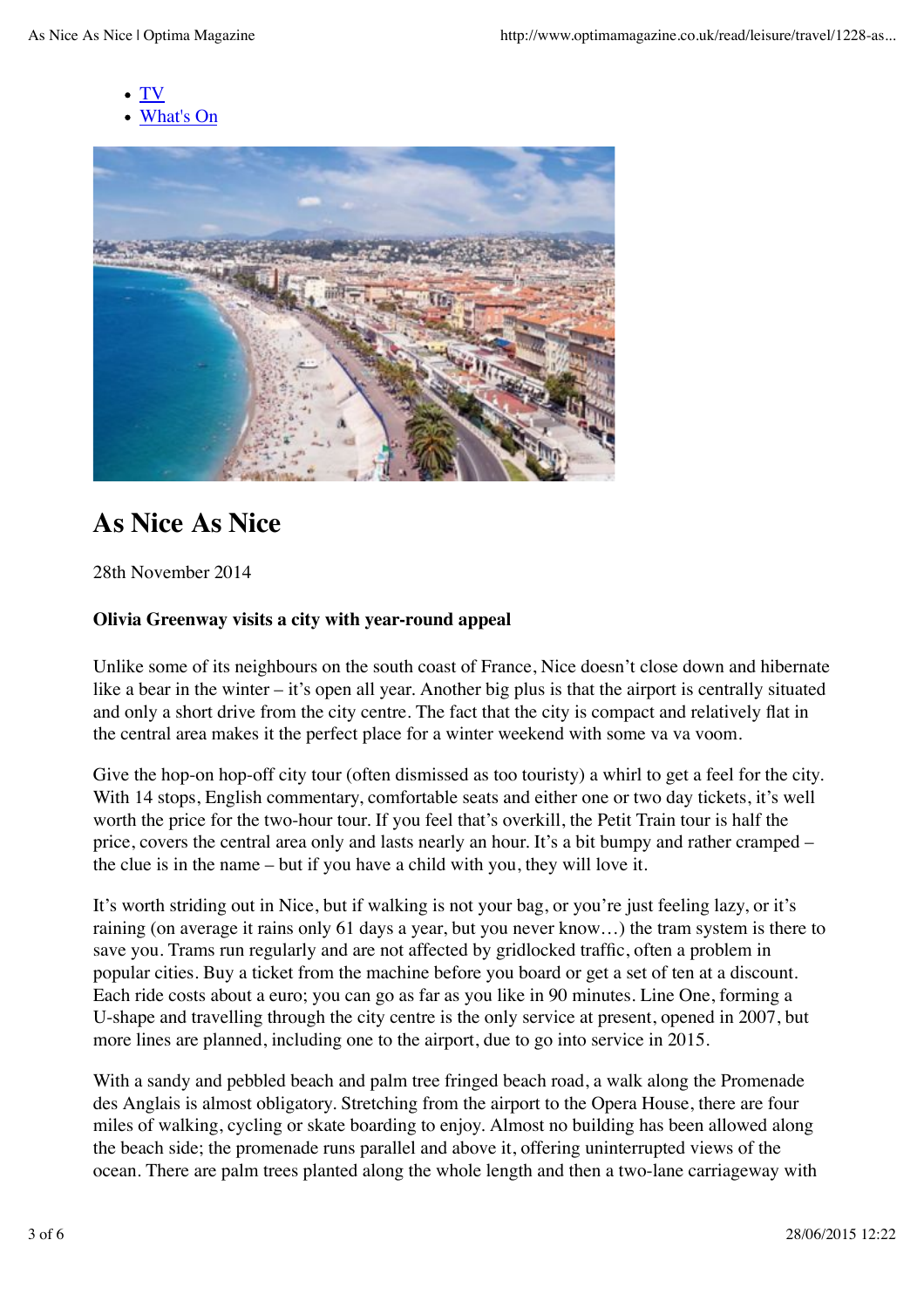- TV
- What's On

# As Nice As Nice

28th November 2014

**Olivia Greenway visits a city with year-round appeal**

Unlike some of its neighbours on the south coast of France, Nice doesn't close down and hibernate like a bear in the winter – it's open all year. Another big plus is that the airport is centrally situated and only a short drive from the city centre. The fact that the city is compact and relatively flat in the central area makes it the perfect place for a winter weekend with some va va voom.

Give the hop-on hop-off city tour (often dismissed as too touristy) a whirl to get a feel for the city. With 14 stops, English commentary, comfortable seats and either one or two day tickets, it's well worth the price for the two-hour tour. If you feel that's overkill, the Petit Train tour is half the price, covers the central area only and lasts nearly an hour. It's a bit bumpy and rather cramped – the clue is in the name – but if you have a child with you, they will love it.

It's worth striding out in Nice, but if walking is not your bag, or you're just feeling lazy, or it's raining (on average it rains only 61 days a year, but you never know…) the tram system is there to save you. Trams run regularly and are not affected by gridlocked traffic, often a problem in popular cities. Buy a ticket from the machine before you board or get a set of ten at a discount. Each ride costs about a euro; you can go as far as you like in 90 minutes. Line One, forming a U-shape and travelling through the city centre is the only service at present, opened in 2007, but more lines are planned, including one to the airport, due to go into service in 2015.

With a sandy and pebbled beach and palm tree fringed beach road, a walk along the Promenade des Anglais is almost obligatory. Stretching from the airport to the Opera House, there are four miles of walking, cycling or skate boarding to enjoy. Almost no building has been allowed along the beach side; the promenade runs parallel and above it, offering uninterrupted views of the ocean. There are palm trees planted along the whole length and then a two-lane carriageway with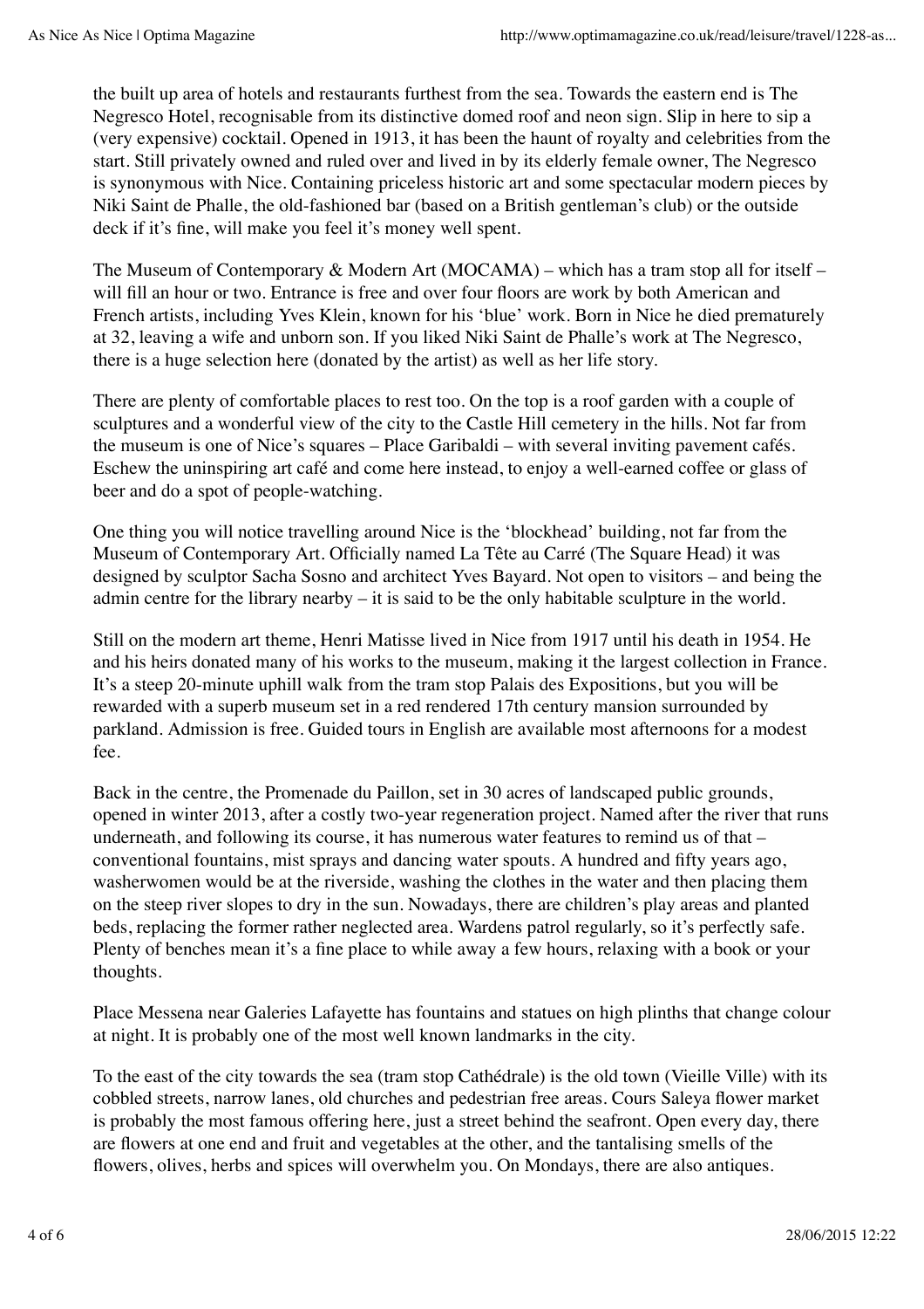the built up area of hotels and restaurants furthest from the sea. Towards the eastern end is The Negresco Hotel, recognisable from its distinctive domed roof and neon sign. Slip in here to sip a (very expensive) cocktail. Opened in 1913, it has been the haunt of royalty and celebrities from the start. Still privately owned and ruled over and lived in by its elderly female owner, The Negresco is synonymous with Nice. Containing priceless historic art and some spectacular modern pieces by Niki Saint de Phalle, the old-fashioned bar (based on a British gentleman's club) or the outside deck if it's fine, will make you feel it's money well spent.

The Museum of Contemporary & Modern Art (MOCAMA) – which has a tram stop all for itself – will fill an hour or two. Entrance is free and over four floors are work by both American and French artists, including Yves Klein, known for his 'blue' work. Born in Nice he died prematurely at 32, leaving a wife and unborn son. If you liked Niki Saint de Phalle's work at The Negresco, there is a huge selection here (donated by the artist) as well as her life story.

There are plenty of comfortable places to rest too. On the top is a roof garden with a couple of sculptures and a wonderful view of the city to the Castle Hill cemetery in the hills. Not far from the museum is one of Nice's squares – Place Garibaldi – with several inviting pavement cafés. Eschew the uninspiring art café and come here instead, to enjoy a well-earned coffee or glass of beer and do a spot of people-watching.

One thing you will notice travelling around Nice is the 'blockhead' building, not far from the Museum of Contemporary Art. Officially named La Tête au Carré (The Square Head) it was designed by sculptor Sacha Sosno and architect Yves Bayard. Not open to visitors – and being the admin centre for the library nearby – it is said to be the only habitable sculpture in the world.

Still on the modern art theme, Henri Matisse lived in Nice from 1917 until his death in 1954. He and his heirs donated many of his works to the museum, making it the largest collection in France. It's a steep 20-minute uphill walk from the tram stop Palais des Expositions, but you will be rewarded with a superb museum set in a red rendered 17th century mansion surrounded by parkland. Admission is free. Guided tours in English are available most afternoons for a modest fee.

Back in the centre, the Promenade du Paillon, set in 30 acres of landscaped public grounds, opened in winter 2013, after a costly two-year regeneration project. Named after the river that runs underneath, and following its course, it has numerous water features to remind us of that – conventional fountains, mist sprays and dancing water spouts. A hundred and fifty years ago, washerwomen would be at the riverside, washing the clothes in the water and then placing them on the steep river slopes to dry in the sun. Nowadays, there are children's play areas and planted beds, replacing the former rather neglected area. Wardens patrol regularly, so it's perfectly safe. Plenty of benches mean it's a fine place to while away a few hours, relaxing with a book or your thoughts.

Place Messena near Galeries Lafayette has fountains and statues on high plinths that change colour at night. It is probably one of the most well known landmarks in the city.

To the east of the city towards the sea (tram stop Cathédrale) is the old town (Vieille Ville) with its cobbled streets, narrow lanes, old churches and pedestrian free areas. Cours Saleya flower market is probably the most famous offering here, just a street behind the seafront. Open every day, there are flowers at one end and fruit and vegetables at the other, and the tantalising smells of the flowers, olives, herbs and spices will overwhelm you. On Mondays, there are also antiques.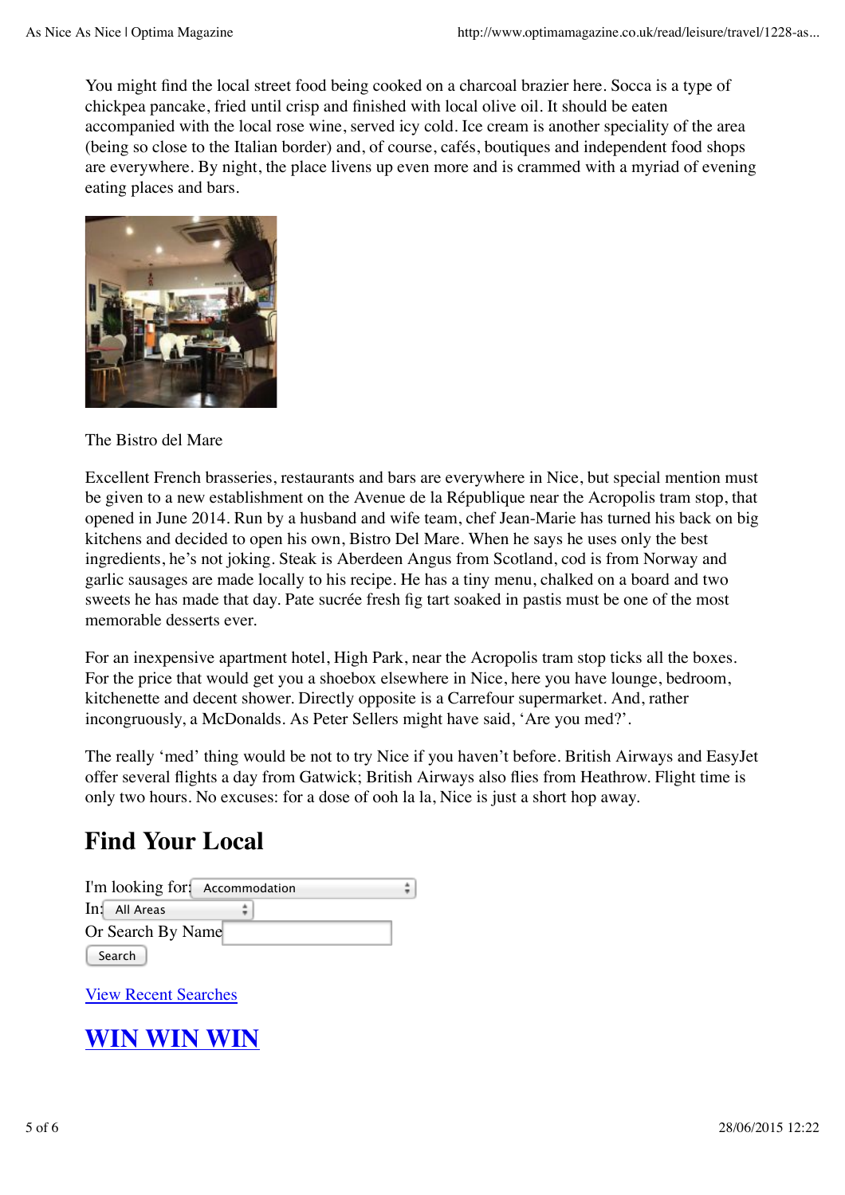You might find the local street food being cooked on a charcoal brazier here. Socca is a type of chickpea pancake, fried until crisp and finished with local olive oil. It should be eaten accompanied with the local rose wine, served icy cold. Ice cream is another speciality of the area (being so close to the Italian border) and, of course, cafés, boutiques and independent food shops are everywhere. By night, the place livens up even more and is crammed with a myriad of evening eating places and bars.

The Bistro del Mare

Excellent French brasseries, restaurants and bars are everywhere in Nice, but special mention must be given to a new establishment on the Avenue de la République near the Acropolis tram stop, that opened in June 2014. Run by a husband and wife team, chef Jean-Marie has turned his back on big kitchens and decided to open his own, Bistro Del Mare. When he says he uses only the best ingredients, he's not joking. Steak is Aberdeen Angus from Scotland, cod is from Norway and garlic sausages are made locally to his recipe. He has a tiny menu, chalked on a board and two sweets he has made that day. Pate sucrée fresh fig tart soaked in pastis must be one of the most memorable desserts ever.

For an inexpensive apartment hotel, High Park, near the Acropolis tram stop ticks all the boxes. For the price that would get you a shoebox elsewhere in Nice, here you have lounge, bedroom, kitchenette and decent shower. Directly opposite is a Carrefour supermarket. And, rather incongruously, a McDonalds. As Peter Sellers might have said, 'Are you med?'.

The really 'med' thing would be not to try Nice if you haven't before. British Airways and EasyJet offer several flights a day from Gatwick; British Airways also flies from Heathrow. Flight time is only two hours. No excuses: for a dose of ooh la la, Nice is just a short hop away.

## Find Your Local

I'm looking for: Accommodation

In: All Areas

Or Search By Name

Search

View Recent Searches

## WIN WIN WIN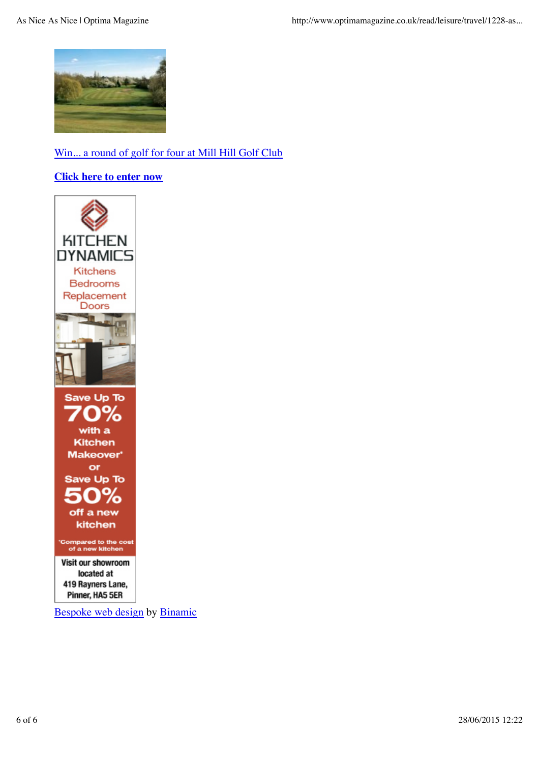Win... a round of golf for four at Mill Hill Golf Club

**Click here to enter now**

KITCHEN DYNAMICS

Kitchens
Bedrooms
Replacement Doors

Save Up To
70%
with a Kitchen Makeover*
or
Save Up To
50%
off a new kitchen

*Compared to the cost of a new kitchen

Visit our showroom located at
419 Rayners Lane,
Pinner, HA5 5ER

Bespoke web design by Binamic